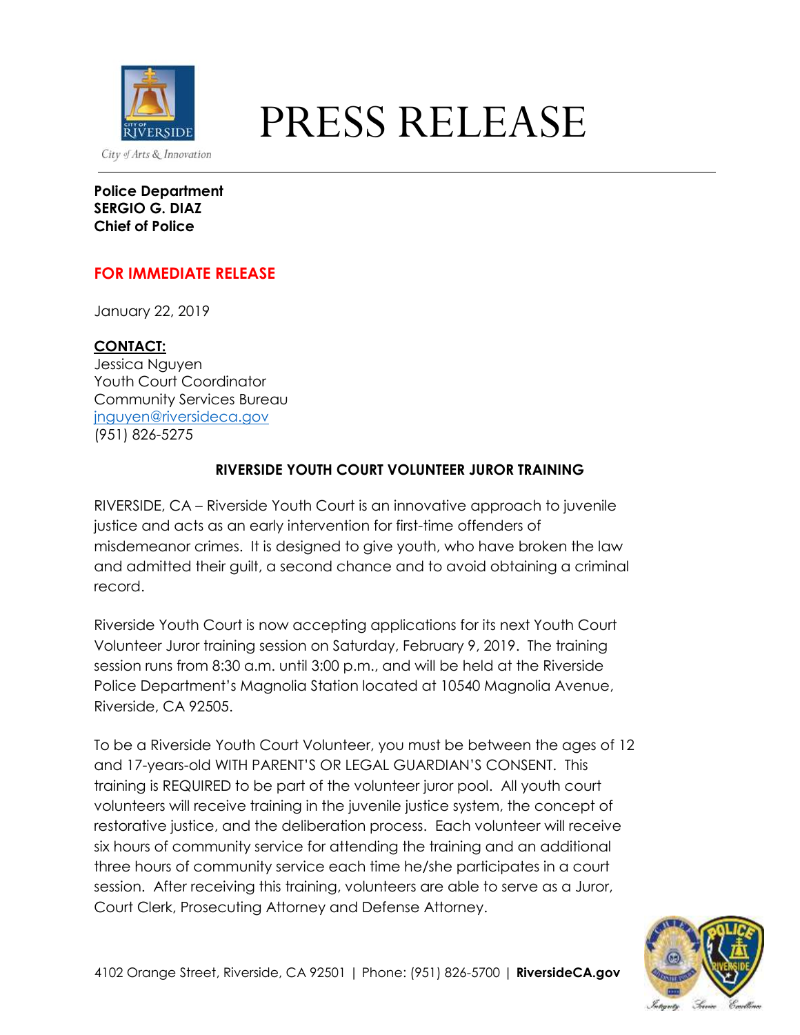City of Arts & Innovation

# PRESS RELEASE

**Police Department**
**SERGIO G. DIAZ**
**Chief of Police**

**FOR IMMEDIATE RELEASE**

January 22, 2019

**CONTACT:**
Jessica Nguyen
Youth Court Coordinator
Community Services Bureau
jnguyen@riversideca.gov
(951) 826-5275

## RIVERSIDE YOUTH COURT VOLUNTEER JUROR TRAINING

RIVERSIDE, CA – Riverside Youth Court is an innovative approach to juvenile justice and acts as an early intervention for first-time offenders of misdemeanor crimes. It is designed to give youth, who have broken the law and admitted their guilt, a second chance and to avoid obtaining a criminal record.

Riverside Youth Court is now accepting applications for its next Youth Court Volunteer Juror training session on Saturday, February 9, 2019. The training session runs from 8:30 a.m. until 3:00 p.m., and will be held at the Riverside Police Department's Magnolia Station located at 10540 Magnolia Avenue, Riverside, CA 92505.

To be a Riverside Youth Court Volunteer, you must be between the ages of 12 and 17-years-old WITH PARENT'S OR LEGAL GUARDIAN'S CONSENT. This training is REQUIRED to be part of the volunteer juror pool. All youth court volunteers will receive training in the juvenile justice system, the concept of restorative justice, and the deliberation process. Each volunteer will receive six hours of community service for attending the training and an additional three hours of community service each time he/she participates in a court session. After receiving this training, volunteers are able to serve as a Juror, Court Clerk, Prosecuting Attorney and Defense Attorney.

4102 Orange Street, Riverside, CA 92501 | Phone: (951) 826-5700 | **RiversideCA.gov**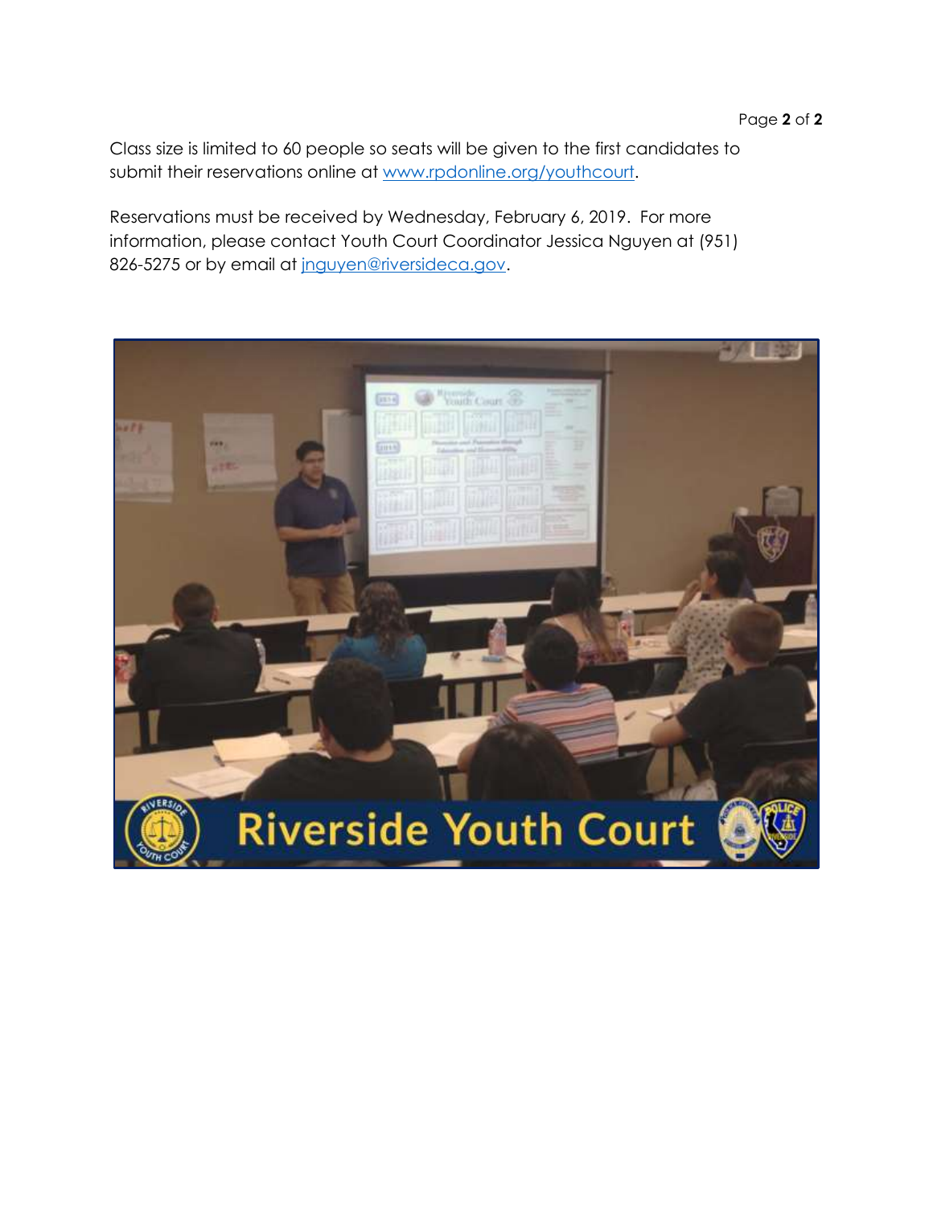Class size is limited to 60 people so seats will be given to the first candidates to submit their reservations online at [www.rpdonline.org/youthcourt](http://www.rpdonline.org/youthcourt).

Reservations must be received by Wednesday, February 6, 2019. For more information, please contact Youth Court Coordinator Jessica Nguyen at (951) 826-5275 or by email at [jnguyen@riversideca.gov](mailto:jnguyen@riversideca.gov).